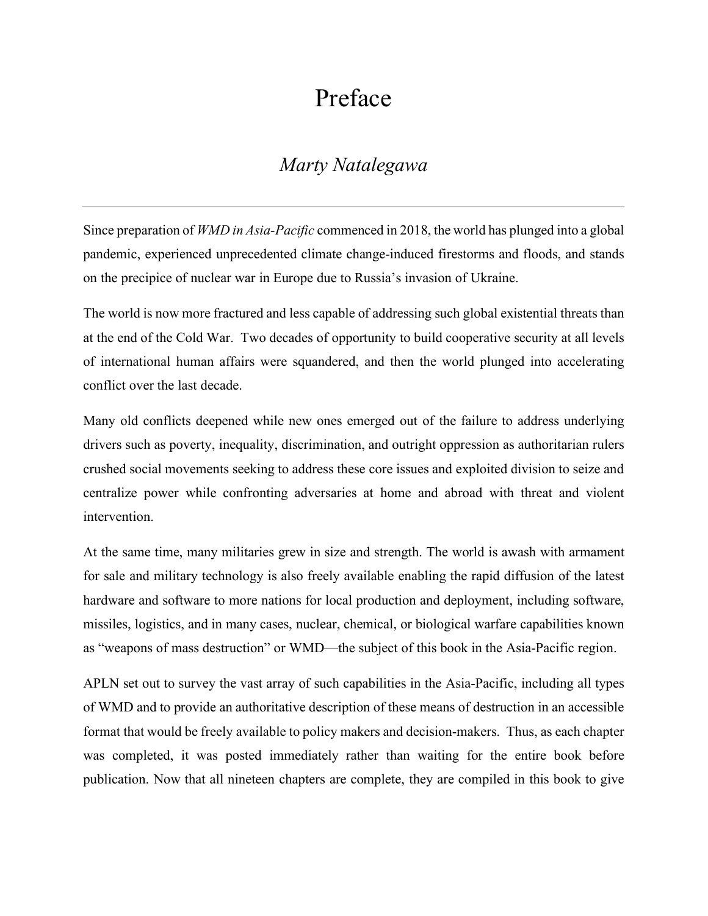# Preface

## *Marty Natalegawa*

---

Since preparation of *WMD in Asia-Pacific* commenced in 2018, the world has plunged into a global pandemic, experienced unprecedented climate change-induced firestorms and floods, and stands on the precipice of nuclear war in Europe due to Russia's invasion of Ukraine.

The world is now more fractured and less capable of addressing such global existential threats than at the end of the Cold War. Two decades of opportunity to build cooperative security at all levels of international human affairs were squandered, and then the world plunged into accelerating conflict over the last decade.

Many old conflicts deepened while new ones emerged out of the failure to address underlying drivers such as poverty, inequality, discrimination, and outright oppression as authoritarian rulers crushed social movements seeking to address these core issues and exploited division to seize and centralize power while confronting adversaries at home and abroad with threat and violent intervention.

At the same time, many militaries grew in size and strength. The world is awash with armament for sale and military technology is also freely available enabling the rapid diffusion of the latest hardware and software to more nations for local production and deployment, including software, missiles, logistics, and in many cases, nuclear, chemical, or biological warfare capabilities known as "weapons of mass destruction" or WMD—the subject of this book in the Asia-Pacific region.

APLN set out to survey the vast array of such capabilities in the Asia-Pacific, including all types of WMD and to provide an authoritative description of these means of destruction in an accessible format that would be freely available to policy makers and decision-makers. Thus, as each chapter was completed, it was posted immediately rather than waiting for the entire book before publication. Now that all nineteen chapters are complete, they are compiled in this book to give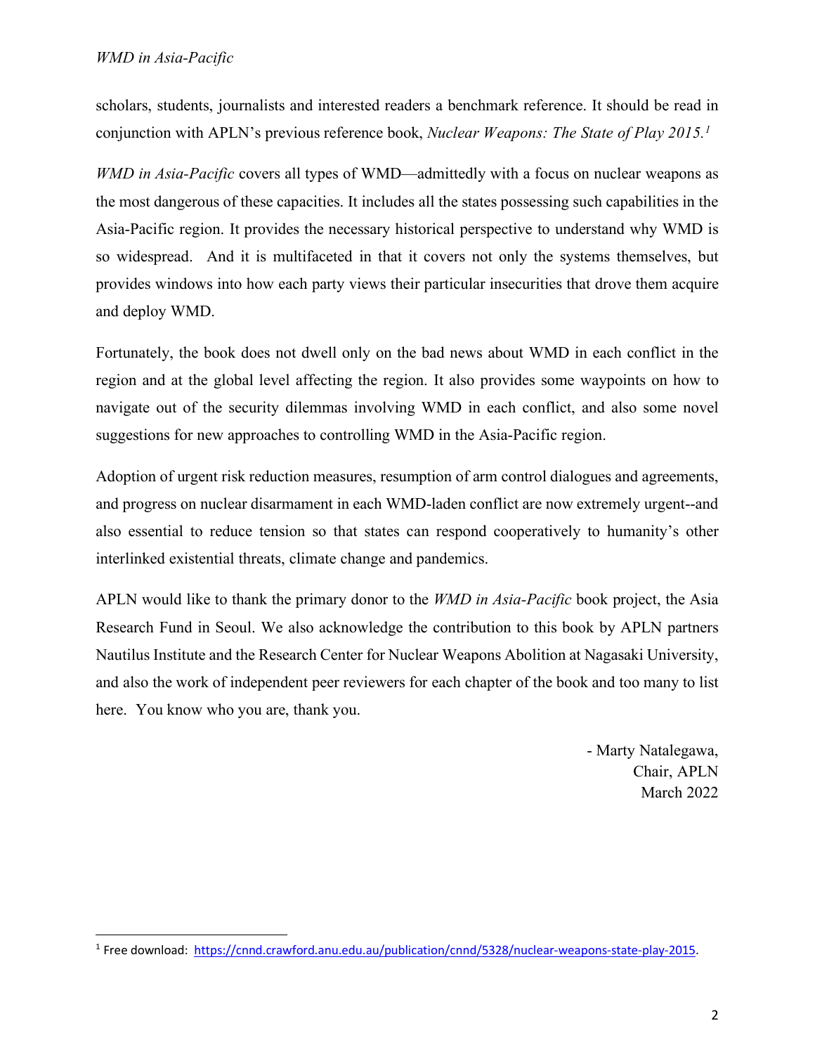scholars, students, journalists and interested readers a benchmark reference. It should be read in conjunction with APLN's previous reference book, *Nuclear Weapons: The State of Play 2015.*[1]

*WMD in Asia-Pacific* covers all types of WMD—admittedly with a focus on nuclear weapons as the most dangerous of these capacities. It includes all the states possessing such capabilities in the Asia-Pacific region. It provides the necessary historical perspective to understand why WMD is so widespread. And it is multifaceted in that it covers not only the systems themselves, but provides windows into how each party views their particular insecurities that drove them acquire and deploy WMD.

Fortunately, the book does not dwell only on the bad news about WMD in each conflict in the region and at the global level affecting the region. It also provides some waypoints on how to navigate out of the security dilemmas involving WMD in each conflict, and also some novel suggestions for new approaches to controlling WMD in the Asia-Pacific region.

Adoption of urgent risk reduction measures, resumption of arm control dialogues and agreements, and progress on nuclear disarmament in each WMD-laden conflict are now extremely urgent--and also essential to reduce tension so that states can respond cooperatively to humanity's other interlinked existential threats, climate change and pandemics.

APLN would like to thank the primary donor to the *WMD in Asia-Pacific* book project, the Asia Research Fund in Seoul. We also acknowledge the contribution to this book by APLN partners Nautilus Institute and the Research Center for Nuclear Weapons Abolition at Nagasaki University, and also the work of independent peer reviewers for each chapter of the book and too many to list here. You know who you are, thank you.

- Marty Natalegawa,
Chair, APLN
March 2022

---

[1] Free download: https://cnnd.crawford.anu.edu.au/publication/cnnd/5328/nuclear-weapons-state-play-2015.